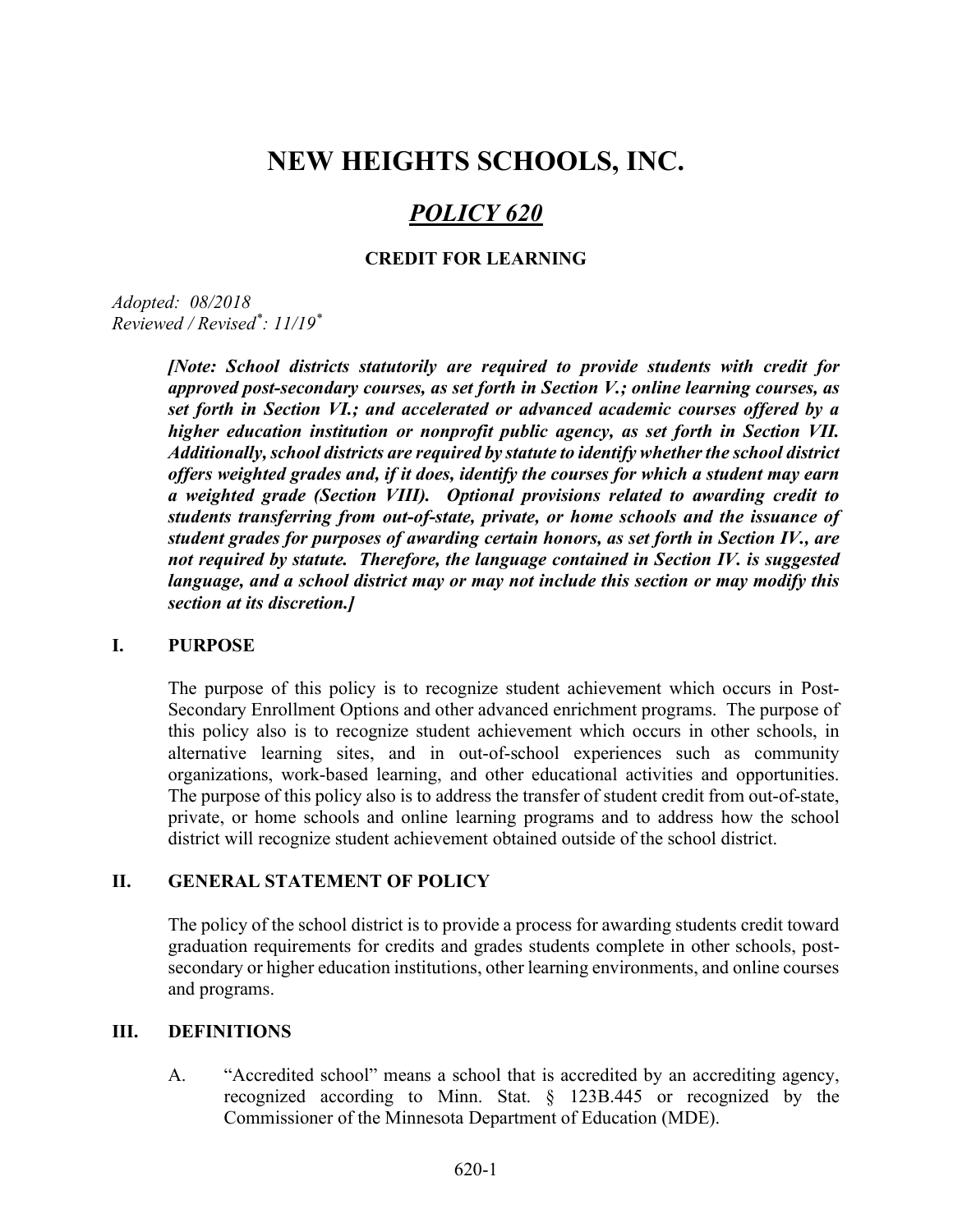# NEW HEIGHTS SCHOOLS, INC.

## *POLICY 620*

### CREDIT FOR LEARNING

*Adopted: 08/2018*
*Reviewed / Revised*: 11/19**

***[Note: School districts statutorily are required to provide students with credit for approved post-secondary courses, as set forth in Section V.; online learning courses, as set forth in Section VI.; and accelerated or advanced academic courses offered by a higher education institution or nonprofit public agency, as set forth in Section VII. Additionally, school districts are required by statute to identify whether the school district offers weighted grades and, if it does, identify the courses for which a student may earn a weighted grade (Section VIII). Optional provisions related to awarding credit to students transferring from out-of-state, private, or home schools and the issuance of student grades for purposes of awarding certain honors, as set forth in Section IV., are not required by statute. Therefore, the language contained in Section IV. is suggested language, and a school district may or may not include this section or may modify this section at its discretion.]***

## I. PURPOSE

The purpose of this policy is to recognize student achievement which occurs in Post-Secondary Enrollment Options and other advanced enrichment programs. The purpose of this policy also is to recognize student achievement which occurs in other schools, in alternative learning sites, and in out-of-school experiences such as community organizations, work-based learning, and other educational activities and opportunities. The purpose of this policy also is to address the transfer of student credit from out-of-state, private, or home schools and online learning programs and to address how the school district will recognize student achievement obtained outside of the school district.

## II. GENERAL STATEMENT OF POLICY

The policy of the school district is to provide a process for awarding students credit toward graduation requirements for credits and grades students complete in other schools, post-secondary or higher education institutions, other learning environments, and online courses and programs.

## III. DEFINITIONS

A. "Accredited school" means a school that is accredited by an accrediting agency, recognized according to Minn. Stat. § 123B.445 or recognized by the Commissioner of the Minnesota Department of Education (MDE).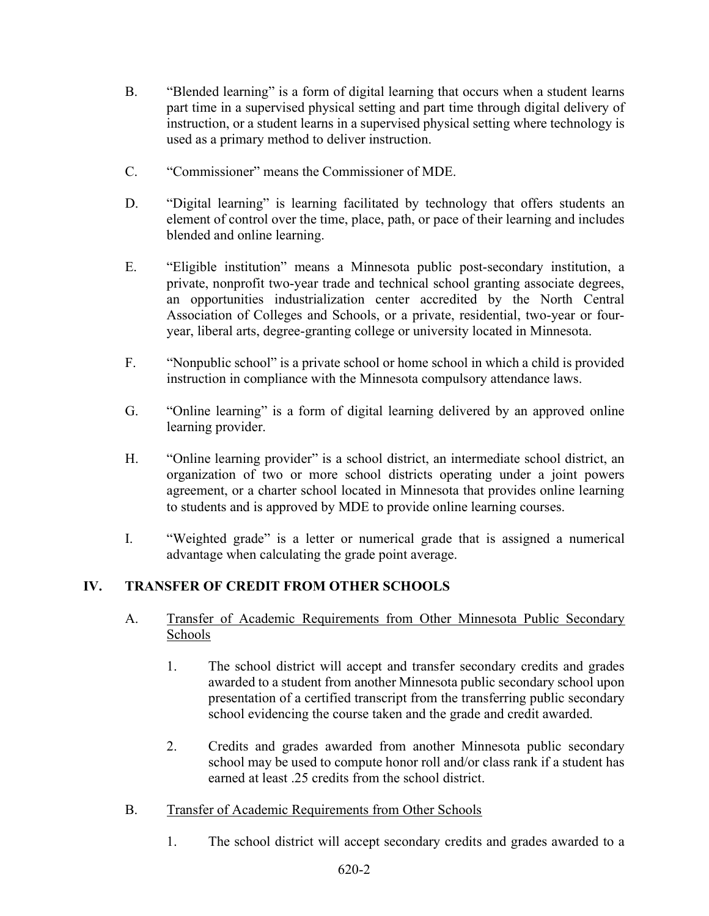B. "Blended learning" is a form of digital learning that occurs when a student learns part time in a supervised physical setting and part time through digital delivery of instruction, or a student learns in a supervised physical setting where technology is used as a primary method to deliver instruction.

C. "Commissioner" means the Commissioner of MDE.

D. "Digital learning" is learning facilitated by technology that offers students an element of control over the time, place, path, or pace of their learning and includes blended and online learning.

E. "Eligible institution" means a Minnesota public post-secondary institution, a private, nonprofit two-year trade and technical school granting associate degrees, an opportunities industrialization center accredited by the North Central Association of Colleges and Schools, or a private, residential, two-year or four-year, liberal arts, degree-granting college or university located in Minnesota.

F. "Nonpublic school" is a private school or home school in which a child is provided instruction in compliance with the Minnesota compulsory attendance laws.

G. "Online learning" is a form of digital learning delivered by an approved online learning provider.

H. "Online learning provider" is a school district, an intermediate school district, an organization of two or more school districts operating under a joint powers agreement, or a charter school located in Minnesota that provides online learning to students and is approved by MDE to provide online learning courses.

I. "Weighted grade" is a letter or numerical grade that is assigned a numerical advantage when calculating the grade point average.

## IV. TRANSFER OF CREDIT FROM OTHER SCHOOLS

A. <u>Transfer of Academic Requirements from Other Minnesota Public Secondary Schools</u>

1. The school district will accept and transfer secondary credits and grades awarded to a student from another Minnesota public secondary school upon presentation of a certified transcript from the transferring public secondary school evidencing the course taken and the grade and credit awarded.

2. Credits and grades awarded from another Minnesota public secondary school may be used to compute honor roll and/or class rank if a student has earned at least .25 credits from the school district.

B. <u>Transfer of Academic Requirements from Other Schools</u>

1. The school district will accept secondary credits and grades awarded to a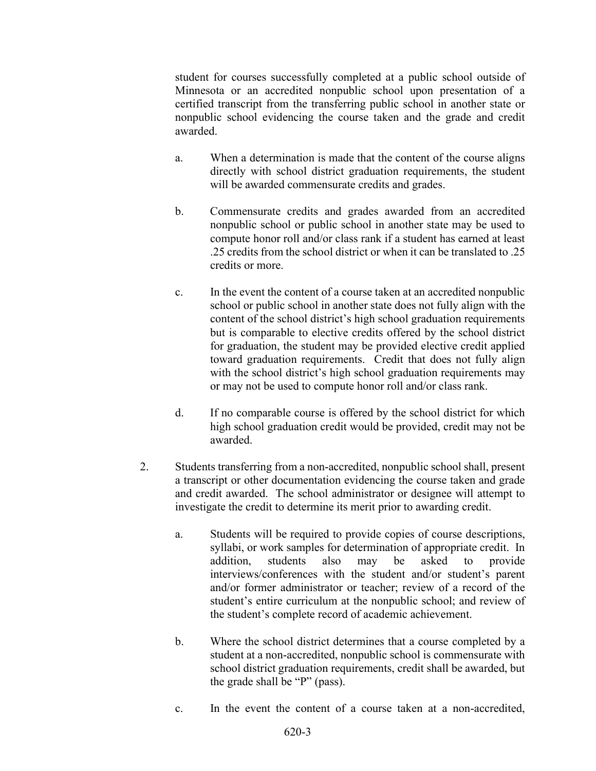student for courses successfully completed at a public school outside of Minnesota or an accredited nonpublic school upon presentation of a certified transcript from the transferring public school in another state or nonpublic school evidencing the course taken and the grade and credit awarded.

a. When a determination is made that the content of the course aligns directly with school district graduation requirements, the student will be awarded commensurate credits and grades.

b. Commensurate credits and grades awarded from an accredited nonpublic school or public school in another state may be used to compute honor roll and/or class rank if a student has earned at least .25 credits from the school district or when it can be translated to .25 credits or more.

c. In the event the content of a course taken at an accredited nonpublic school or public school in another state does not fully align with the content of the school district's high school graduation requirements but is comparable to elective credits offered by the school district for graduation, the student may be provided elective credit applied toward graduation requirements. Credit that does not fully align with the school district's high school graduation requirements may or may not be used to compute honor roll and/or class rank.

d. If no comparable course is offered by the school district for which high school graduation credit would be provided, credit may not be awarded.

2. Students transferring from a non-accredited, nonpublic school shall, present a transcript or other documentation evidencing the course taken and grade and credit awarded. The school administrator or designee will attempt to investigate the credit to determine its merit prior to awarding credit.

   a. Students will be required to provide copies of course descriptions, syllabi, or work samples for determination of appropriate credit. In addition, students also may be asked to provide interviews/conferences with the student and/or student's parent and/or former administrator or teacher; review of a record of the student's entire curriculum at the nonpublic school; and review of the student's complete record of academic achievement.

   b. Where the school district determines that a course completed by a student at a non-accredited, nonpublic school is commensurate with school district graduation requirements, credit shall be awarded, but the grade shall be "P" (pass).

   c. In the event the content of a course taken at a non-accredited,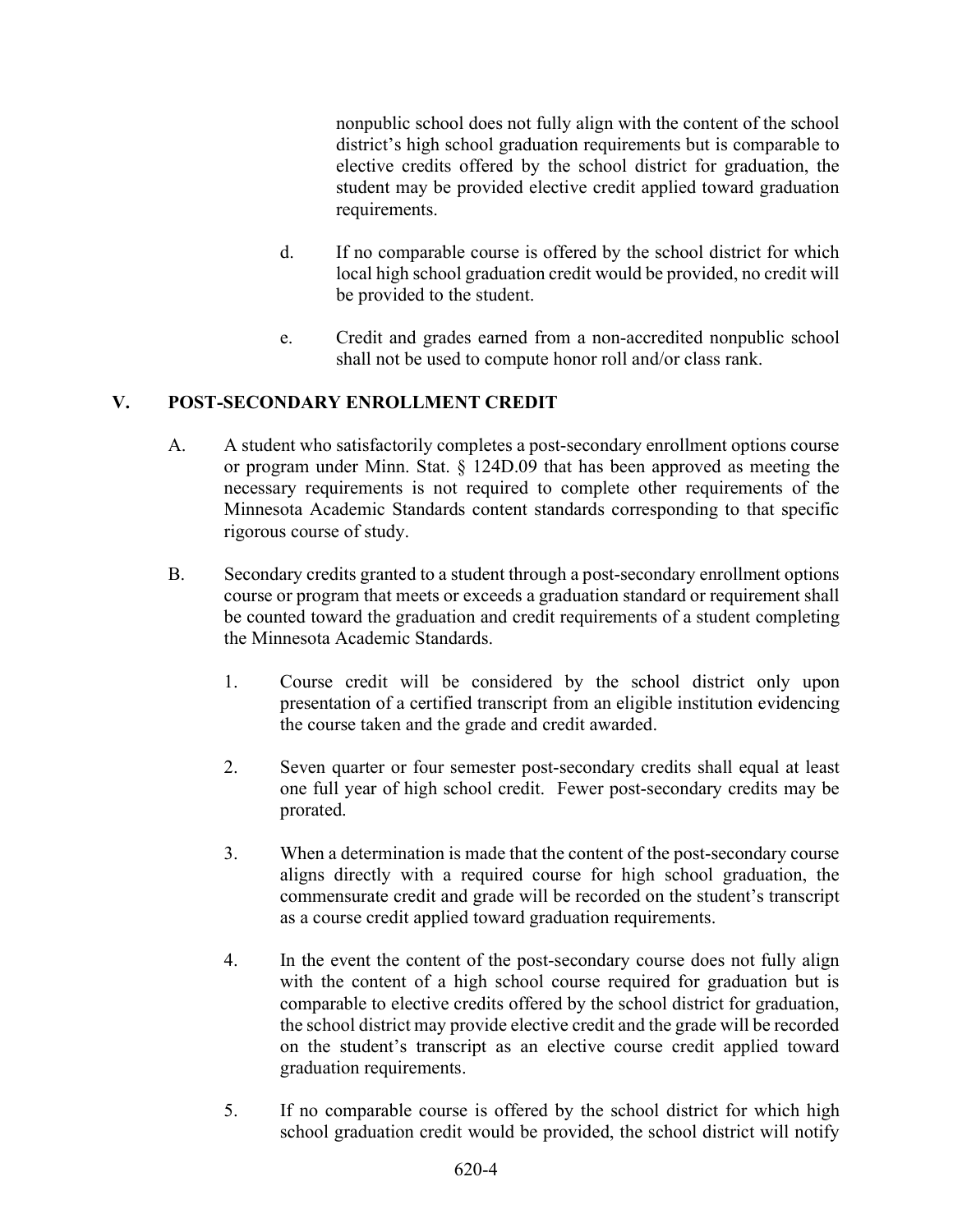nonpublic school does not fully align with the content of the school district's high school graduation requirements but is comparable to elective credits offered by the school district for graduation, the student may be provided elective credit applied toward graduation requirements.

d. If no comparable course is offered by the school district for which local high school graduation credit would be provided, no credit will be provided to the student.

e. Credit and grades earned from a non-accredited nonpublic school shall not be used to compute honor roll and/or class rank.

## V. POST-SECONDARY ENROLLMENT CREDIT

A. A student who satisfactorily completes a post-secondary enrollment options course or program under Minn. Stat. § 124D.09 that has been approved as meeting the necessary requirements is not required to complete other requirements of the Minnesota Academic Standards content standards corresponding to that specific rigorous course of study.

B. Secondary credits granted to a student through a post-secondary enrollment options course or program that meets or exceeds a graduation standard or requirement shall be counted toward the graduation and credit requirements of a student completing the Minnesota Academic Standards.

1. Course credit will be considered by the school district only upon presentation of a certified transcript from an eligible institution evidencing the course taken and the grade and credit awarded.

2. Seven quarter or four semester post-secondary credits shall equal at least one full year of high school credit. Fewer post-secondary credits may be prorated.

3. When a determination is made that the content of the post-secondary course aligns directly with a required course for high school graduation, the commensurate credit and grade will be recorded on the student's transcript as a course credit applied toward graduation requirements.

4. In the event the content of the post-secondary course does not fully align with the content of a high school course required for graduation but is comparable to elective credits offered by the school district for graduation, the school district may provide elective credit and the grade will be recorded on the student's transcript as an elective course credit applied toward graduation requirements.

5. If no comparable course is offered by the school district for which high school graduation credit would be provided, the school district will notify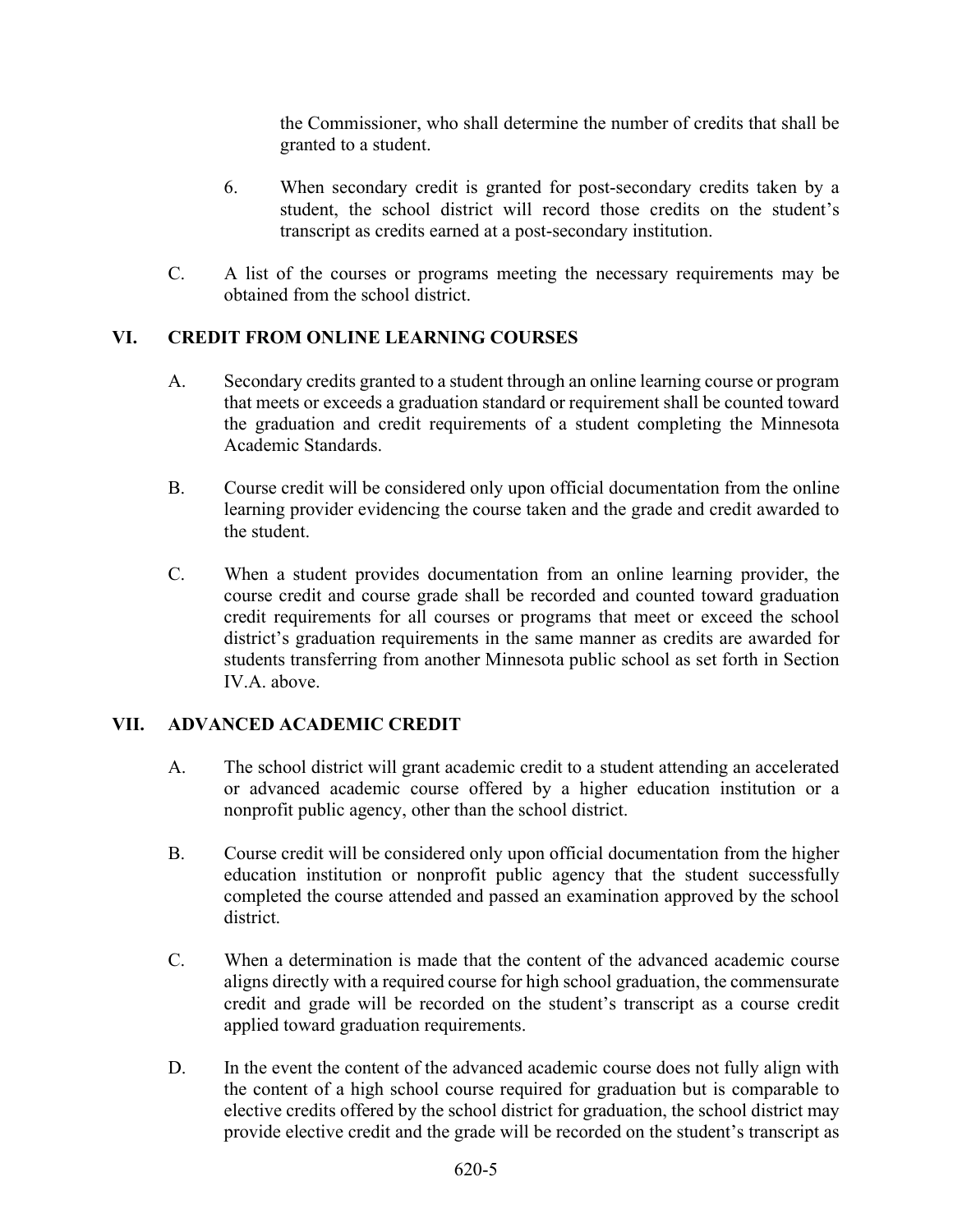the Commissioner, who shall determine the number of credits that shall be granted to a student.

6. When secondary credit is granted for post-secondary credits taken by a student, the school district will record those credits on the student's transcript as credits earned at a post-secondary institution.

C. A list of the courses or programs meeting the necessary requirements may be obtained from the school district.

## VI. CREDIT FROM ONLINE LEARNING COURSES

A. Secondary credits granted to a student through an online learning course or program that meets or exceeds a graduation standard or requirement shall be counted toward the graduation and credit requirements of a student completing the Minnesota Academic Standards.

B. Course credit will be considered only upon official documentation from the online learning provider evidencing the course taken and the grade and credit awarded to the student.

C. When a student provides documentation from an online learning provider, the course credit and course grade shall be recorded and counted toward graduation credit requirements for all courses or programs that meet or exceed the school district's graduation requirements in the same manner as credits are awarded for students transferring from another Minnesota public school as set forth in Section IV.A. above.

## VII. ADVANCED ACADEMIC CREDIT

A. The school district will grant academic credit to a student attending an accelerated or advanced academic course offered by a higher education institution or a nonprofit public agency, other than the school district.

B. Course credit will be considered only upon official documentation from the higher education institution or nonprofit public agency that the student successfully completed the course attended and passed an examination approved by the school district.

C. When a determination is made that the content of the advanced academic course aligns directly with a required course for high school graduation, the commensurate credit and grade will be recorded on the student's transcript as a course credit applied toward graduation requirements.

D. In the event the content of the advanced academic course does not fully align with the content of a high school course required for graduation but is comparable to elective credits offered by the school district for graduation, the school district may provide elective credit and the grade will be recorded on the student's transcript as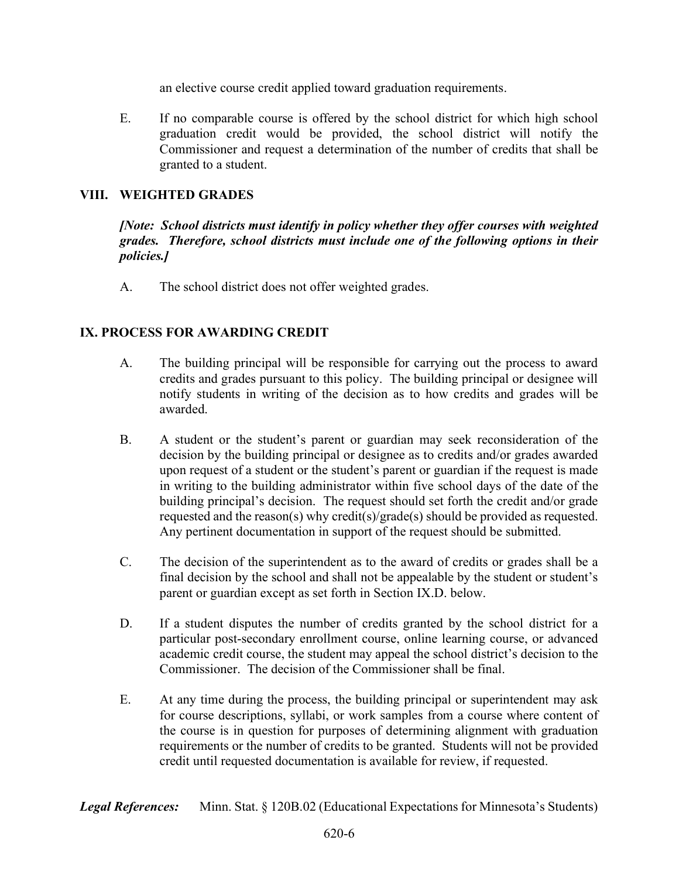an elective course credit applied toward graduation requirements.

E. If no comparable course is offered by the school district for which high school graduation credit would be provided, the school district will notify the Commissioner and request a determination of the number of credits that shall be granted to a student.

## VIII. WEIGHTED GRADES

***[Note: School districts must identify in policy whether they offer courses with weighted grades. Therefore, school districts must include one of the following options in their policies.]***

A. The school district does not offer weighted grades.

## IX. PROCESS FOR AWARDING CREDIT

A. The building principal will be responsible for carrying out the process to award credits and grades pursuant to this policy. The building principal or designee will notify students in writing of the decision as to how credits and grades will be awarded.

B. A student or the student's parent or guardian may seek reconsideration of the decision by the building principal or designee as to credits and/or grades awarded upon request of a student or the student's parent or guardian if the request is made in writing to the building administrator within five school days of the date of the building principal's decision. The request should set forth the credit and/or grade requested and the reason(s) why credit(s)/grade(s) should be provided as requested. Any pertinent documentation in support of the request should be submitted.

C. The decision of the superintendent as to the award of credits or grades shall be a final decision by the school and shall not be appealable by the student or student's parent or guardian except as set forth in Section IX.D. below.

D. If a student disputes the number of credits granted by the school district for a particular post-secondary enrollment course, online learning course, or advanced academic credit course, the student may appeal the school district's decision to the Commissioner. The decision of the Commissioner shall be final.

E. At any time during the process, the building principal or superintendent may ask for course descriptions, syllabi, or work samples from a course where content of the course is in question for purposes of determining alignment with graduation requirements or the number of credits to be granted. Students will not be provided credit until requested documentation is available for review, if requested.

***Legal References:*** Minn. Stat. § 120B.02 (Educational Expectations for Minnesota's Students)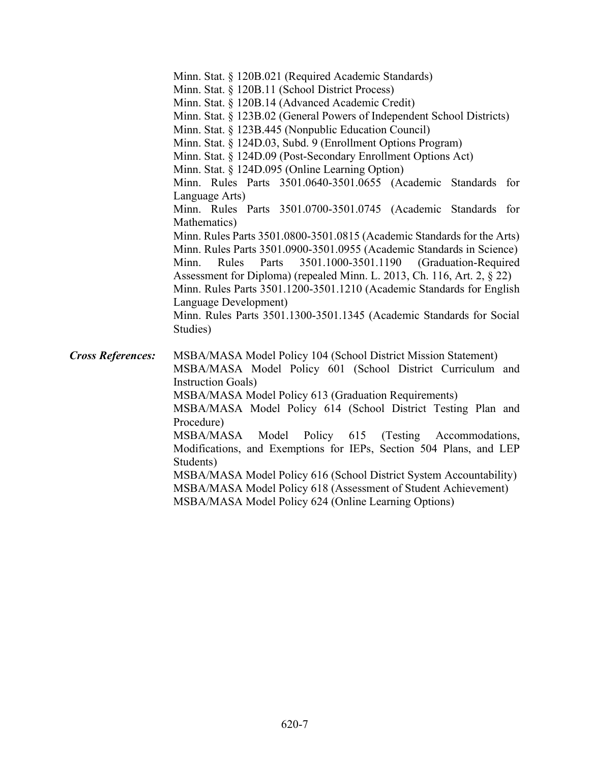Minn. Stat. § 120B.021 (Required Academic Standards)
Minn. Stat. § 120B.11 (School District Process)
Minn. Stat. § 120B.14 (Advanced Academic Credit)
Minn. Stat. § 123B.02 (General Powers of Independent School Districts)
Minn. Stat. § 123B.445 (Nonpublic Education Council)
Minn. Stat. § 124D.03, Subd. 9 (Enrollment Options Program)
Minn. Stat. § 124D.09 (Post-Secondary Enrollment Options Act)
Minn. Stat. § 124D.095 (Online Learning Option)
Minn. Rules Parts 3501.0640-3501.0655 (Academic Standards for Language Arts)
Minn. Rules Parts 3501.0700-3501.0745 (Academic Standards for Mathematics)
Minn. Rules Parts 3501.0800-3501.0815 (Academic Standards for the Arts)
Minn. Rules Parts 3501.0900-3501.0955 (Academic Standards in Science)
Minn. Rules Parts 3501.1000-3501.1190 (Graduation-Required Assessment for Diploma) (repealed Minn. L. 2013, Ch. 116, Art. 2, § 22)
Minn. Rules Parts 3501.1200-3501.1210 (Academic Standards for English Language Development)
Minn. Rules Parts 3501.1300-3501.1345 (Academic Standards for Social Studies)

***Cross References:*** MSBA/MASA Model Policy 104 (School District Mission Statement)
MSBA/MASA Model Policy 601 (School District Curriculum and Instruction Goals)
MSBA/MASA Model Policy 613 (Graduation Requirements)
MSBA/MASA Model Policy 614 (School District Testing Plan and Procedure)
MSBA/MASA Model Policy 615 (Testing Accommodations, Modifications, and Exemptions for IEPs, Section 504 Plans, and LEP Students)
MSBA/MASA Model Policy 616 (School District System Accountability)
MSBA/MASA Model Policy 618 (Assessment of Student Achievement)
MSBA/MASA Model Policy 624 (Online Learning Options)